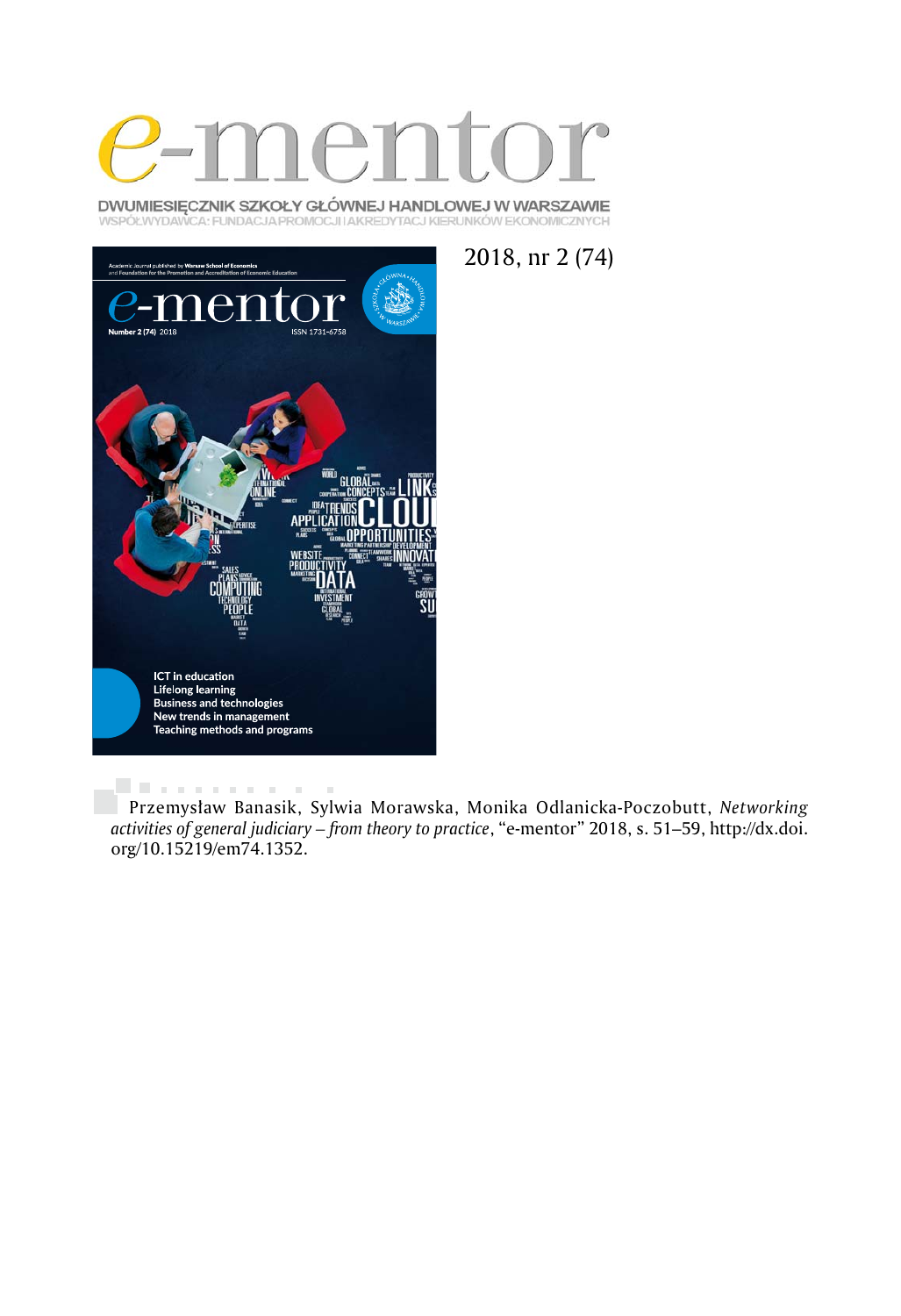# e-mentor

DWUMIESIĘCZNIK SZKOŁY GŁÓWNEJ HANDLOWEJ W WARSZAWIE
WSPÓŁWYDAWCA: FUNDACJA PROMOCJI I AKREDYTACJI KIERUNKÓW EKONOMICZNYCH

2018, nr 2 (74)

Przemysław Banasik, Sylwia Morawska, Monika Odlanicka-Poczobutt, *Networking activities of general judiciary – from theory to practice*, "e-mentor" 2018, s. 51–59, http://dx.doi.org/10.15219/em74.1352.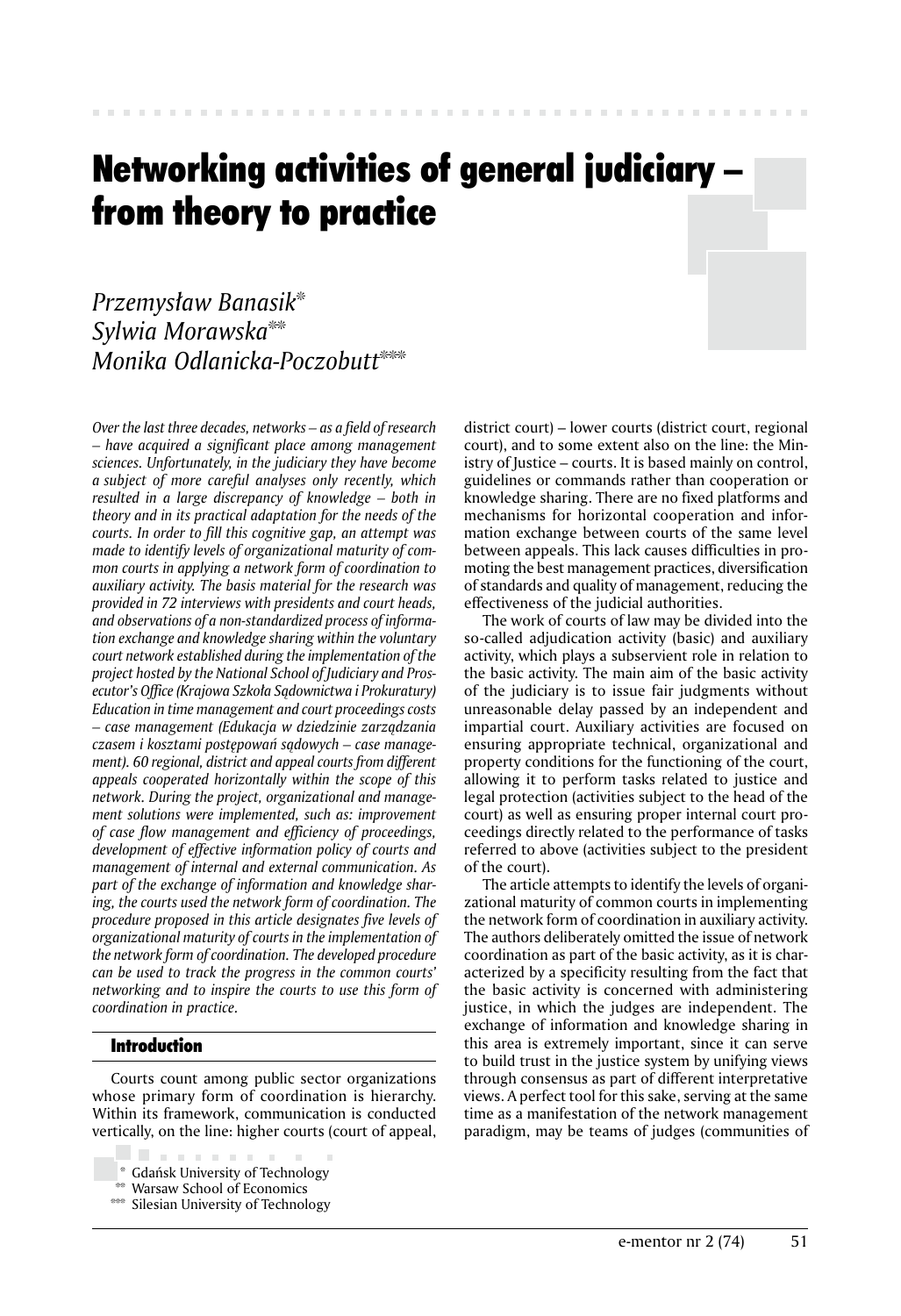# Networking activities of general judiciary – from theory to practice

*Przemysław Banasik*[*]
*Sylwia Morawska*[**]
*Monika Odlanicka-Poczobutt*[***]

*Over the last three decades, networks – as a field of research – have acquired a significant place among management sciences. Unfortunately, in the judiciary they have become a subject of more careful analyses only recently, which resulted in a large discrepancy of knowledge – both in theory and in its practical adaptation for the needs of the courts. In order to fill this cognitive gap, an attempt was made to identify levels of organizational maturity of common courts in applying a network form of coordination to auxiliary activity. The basis material for the research was provided in 72 interviews with presidents and court heads, and observations of a non-standardized process of information exchange and knowledge sharing within the voluntary court network established during the implementation of the project hosted by the National School of Judiciary and Prosecutor's Office (Krajowa Szkoła Sądownictwa i Prokuratury) Education in time management and court proceedings costs – case management (Edukacja w dziedzinie zarządzania czasem i kosztami postępowań sądowych – case management). 60 regional, district and appeal courts from different appeals cooperated horizontally within the scope of this network. During the project, organizational and management solutions were implemented, such as: improvement of case flow management and efficiency of proceedings, development of effective information policy of courts and management of internal and external communication. As part of the exchange of information and knowledge sharing, the courts used the network form of coordination. The procedure proposed in this article designates five levels of organizational maturity of courts in the implementation of the network form of coordination. The developed procedure can be used to track the progress in the common courts' networking and to inspire the courts to use this form of coordination in practice.*

## Introduction

Courts count among public sector organizations whose primary form of coordination is hierarchy. Within its framework, communication is conducted vertically, on the line: higher courts (court of appeal, district court) – lower courts (district court, regional court), and to some extent also on the line: the Ministry of Justice – courts. It is based mainly on control, guidelines or commands rather than cooperation or knowledge sharing. There are no fixed platforms and mechanisms for horizontal cooperation and information exchange between courts of the same level between appeals. This lack causes difficulties in promoting the best management practices, diversification of standards and quality of management, reducing the effectiveness of the judicial authorities.

The work of courts of law may be divided into the so-called adjudication activity (basic) and auxiliary activity, which plays a subservient role in relation to the basic activity. The main aim of the basic activity of the judiciary is to issue fair judgments without unreasonable delay passed by an independent and impartial court. Auxiliary activities are focused on ensuring appropriate technical, organizational and property conditions for the functioning of the court, allowing it to perform tasks related to justice and legal protection (activities subject to the head of the court) as well as ensuring proper internal court proceedings directly related to the performance of tasks referred to above (activities subject to the president of the court).

The article attempts to identify the levels of organizational maturity of common courts in implementing the network form of coordination in auxiliary activity. The authors deliberately omitted the issue of network coordination as part of the basic activity, as it is characterized by a specificity resulting from the fact that the basic activity is concerned with administering justice, in which the judges are independent. The exchange of information and knowledge sharing in this area is extremely important, since it can serve to build trust in the justice system by unifying views through consensus as part of different interpretative views. A perfect tool for this sake, serving at the same time as a manifestation of the network management paradigm, may be teams of judges (communities of

[*] Gdańsk University of Technology
[**] Warsaw School of Economics
[***] Silesian University of Technology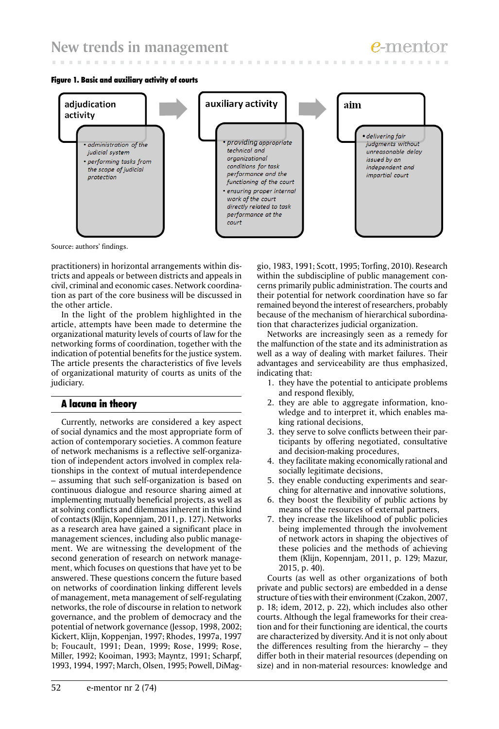**Figure 1. Basic and auxiliary activity of courts**

**adjudication activity**
- administration of the judicial system
- performing tasks from the scope of judicial protection

**auxiliary activity**
- providing appropriate technical and organizational conditions for task performance and the functioning of the court
- ensuring proper internal work of the court directly related to task performance at the court

**aim**
- delivering fair judgments without unreasonable delay issued by an independent and impartial court

Source: authors' findings.

practitioners) in horizontal arrangements within districts and appeals or between districts and appeals in civil, criminal and economic cases. Network coordination as part of the core business will be discussed in the other article.

In the light of the problem highlighted in the article, attempts have been made to determine the organizational maturity levels of courts of law for the networking forms of coordination, together with the indication of potential benefits for the justice system. The article presents the characteristics of five levels of organizational maturity of courts as units of the judiciary.

## A lacuna in theory

Currently, networks are considered a key aspect of social dynamics and the most appropriate form of action of contemporary societies. A common feature of network mechanisms is a reflective self-organization of independent actors involved in complex relationships in the context of mutual interdependence – assuming that such self-organization is based on continuous dialogue and resource sharing aimed at implementing mutually beneficial projects, as well as at solving conflicts and dilemmas inherent in this kind of contacts (Klijn, Kopennjam, 2011, p. 127). Networks as a research area have gained a significant place in management sciences, including also public management. We are witnessing the development of the second generation of research on network management, which focuses on questions that have yet to be answered. These questions concern the future based on networks of coordination linking different levels of management, meta management of self-regulating networks, the role of discourse in relation to network governance, and the problem of democracy and the potential of network governance (Jessop, 1998, 2002; Kickert, Klijn, Koppenjan, 1997; Rhodes, 1997a, 1997 b; Foucault, 1991; Dean, 1999; Rose, 1999; Rose, Miller, 1992; Kooiman, 1993; Mayntz, 1991; Scharpf, 1993, 1994, 1997; March, Olsen, 1995; Powell, DiMaggio, 1983, 1991; Scott, 1995; Torfing, 2010). Research within the subdiscipline of public management concerns primarily public administration. The courts and their potential for network coordination have so far remained beyond the interest of researchers, probably because of the mechanism of hierarchical subordination that characterizes judicial organization.

Networks are increasingly seen as a remedy for the malfunction of the state and its administration as well as a way of dealing with market failures. Their advantages and serviceability are thus emphasized, indicating that:

1. they have the potential to anticipate problems and respond flexibly,
2. they are able to aggregate information, knowledge and to interpret it, which enables making rational decisions,
3. they serve to solve conflicts between their participants by offering negotiated, consultative and decision-making procedures,
4. they facilitate making economically rational and socially legitimate decisions,
5. they enable conducting experiments and searching for alternative and innovative solutions,
6. they boost the flexibility of public actions by means of the resources of external partners,
7. they increase the likelihood of public policies being implemented through the involvement of network actors in shaping the objectives of these policies and the methods of achieving them (Klijn, Kopennjam, 2011, p. 129; Mazur, 2015, p. 40).

Courts (as well as other organizations of both private and public sectors) are embedded in a dense structure of ties with their environment (Czakon, 2007, p. 18; idem, 2012, p. 22), which includes also other courts. Although the legal frameworks for their creation and for their functioning are identical, the courts are characterized by diversity. And it is not only about the differences resulting from the hierarchy – they differ both in their material resources (depending on size) and in non-material resources: knowledge and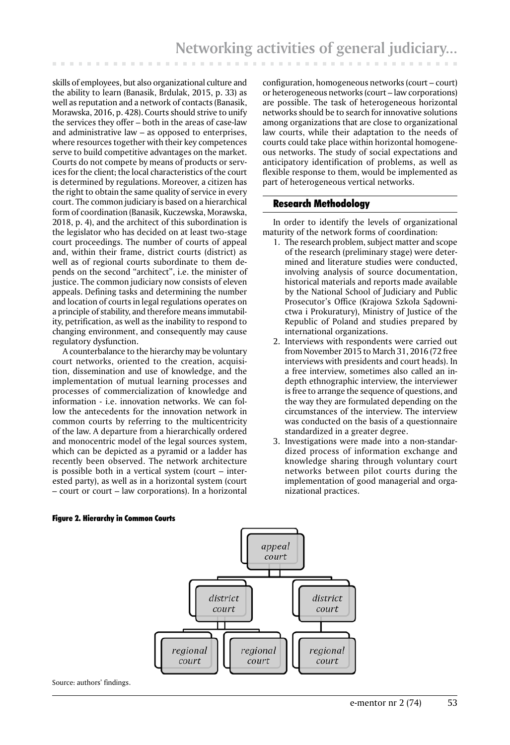skills of employees, but also organizational culture and the ability to learn (Banasik, Brdulak, 2015, p. 33) as well as reputation and a network of contacts (Banasik, Morawska, 2016, p. 428). Courts should strive to unify the services they offer – both in the areas of case-law and administrative law – as opposed to enterprises, where resources together with their key competences serve to build competitive advantages on the market. Courts do not compete by means of products or services for the client; the local characteristics of the court is determined by regulations. Moreover, a citizen has the right to obtain the same quality of service in every court. The common judiciary is based on a hierarchical form of coordination (Banasik, Kuczewska, Morawska, 2018, p. 4), and the architect of this subordination is the legislator who has decided on at least two-stage court proceedings. The number of courts of appeal and, within their frame, district courts (district) as well as of regional courts subordinate to them depends on the second "architect", i.e. the minister of justice. The common judiciary now consists of eleven appeals. Defining tasks and determining the number and location of courts in legal regulations operates on a principle of stability, and therefore means immutability, petrification, as well as the inability to respond to changing environment, and consequently may cause regulatory dysfunction.

A counterbalance to the hierarchy may be voluntary court networks, oriented to the creation, acquisition, dissemination and use of knowledge, and the implementation of mutual learning processes and processes of commercialization of knowledge and information - i.e. innovation networks. We can follow the antecedents for the innovation network in common courts by referring to the multicentricity of the law. A departure from a hierarchically ordered and monocentric model of the legal sources system, which can be depicted as a pyramid or a ladder has recently been observed. The network architecture is possible both in a vertical system (court – interested party), as well as in a horizontal system (court – court or court – law corporations). In a horizontal configuration, homogeneous networks (court – court) or heterogeneous networks (court – law corporations) are possible. The task of heterogeneous horizontal networks should be to search for innovative solutions among organizations that are close to organizational law courts, while their adaptation to the needs of courts could take place within horizontal homogeneous networks. The study of social expectations and anticipatory identification of problems, as well as flexible response to them, would be implemented as part of heterogeneous vertical networks.

## Research Methodology

In order to identify the levels of organizational maturity of the network forms of coordination:

1. The research problem, subject matter and scope of the research (preliminary stage) were determined and literature studies were conducted, involving analysis of source documentation, historical materials and reports made available by the National School of Judiciary and Public Prosecutor's Office (Krajowa Szkoła Sądownictwa i Prokuratury), Ministry of Justice of the Republic of Poland and studies prepared by international organizations.
2. Interviews with respondents were carried out from November 2015 to March 31, 2016 (72 free interviews with presidents and court heads). In a free interview, sometimes also called an in-depth ethnographic interview, the interviewer is free to arrange the sequence of questions, and the way they are formulated depending on the circumstances of the interview. The interview was conducted on the basis of a questionnaire standardized in a greater degree.
3. Investigations were made into a non-standardized process of information exchange and knowledge sharing through voluntary court networks between pilot courts during the implementation of good managerial and organizational practices.

**Figure 2. Hierarchy in Common Courts**

appeal court

district court | district court

regional court | regional court | regional court

Source: authors' findings.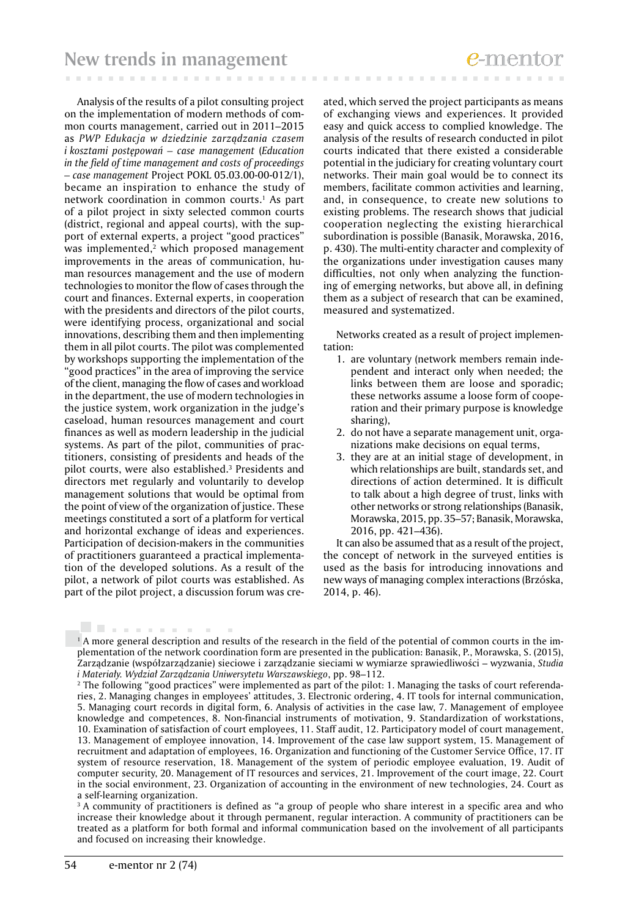Analysis of the results of a pilot consulting project on the implementation of modern methods of common courts management, carried out in 2011–2015 as *PWP Edukacja w dziedzinie zarządzania czasem i kosztami postępowań – case management* (*Education in the field of time management and costs of proceedings – case management* Project POKL 05.03.00-00-012/1), became an inspiration to enhance the study of network coordination in common courts.[1] As part of a pilot project in sixty selected common courts (district, regional and appeal courts), with the support of external experts, a project "good practices" was implemented,[2] which proposed management improvements in the areas of communication, human resources management and the use of modern technologies to monitor the flow of cases through the court and finances. External experts, in cooperation with the presidents and directors of the pilot courts, were identifying process, organizational and social innovations, describing them and then implementing them in all pilot courts. The pilot was complemented by workshops supporting the implementation of the "good practices" in the area of improving the service of the client, managing the flow of cases and workload in the department, the use of modern technologies in the justice system, work organization in the judge's caseload, human resources management and court finances as well as modern leadership in the judicial systems. As part of the pilot, communities of practitioners, consisting of presidents and heads of the pilot courts, were also established.[3] Presidents and directors met regularly and voluntarily to develop management solutions that would be optimal from the point of view of the organization of justice. These meetings constituted a sort of a platform for vertical and horizontal exchange of ideas and experiences. Participation of decision-makers in the communities of practitioners guaranteed a practical implementation of the developed solutions. As a result of the pilot, a network of pilot courts was established. As part of the pilot project, a discussion forum was created, which served the project participants as means of exchanging views and experiences. It provided easy and quick access to complied knowledge. The analysis of the results of research conducted in pilot courts indicated that there existed a considerable potential in the judiciary for creating voluntary court networks. Their main goal would be to connect its members, facilitate common activities and learning, and, in consequence, to create new solutions to existing problems. The research shows that judicial cooperation neglecting the existing hierarchical subordination is possible (Banasik, Morawska, 2016, p. 430). The multi-entity character and complexity of the organizations under investigation causes many difficulties, not only when analyzing the functioning of emerging networks, but above all, in defining them as a subject of research that can be examined, measured and systematized.

Networks created as a result of project implementation:

1. are voluntary (network members remain independent and interact only when needed; the links between them are loose and sporadic; these networks assume a loose form of cooperation and their primary purpose is knowledge sharing),
2. do not have a separate management unit, organizations make decisions on equal terms,
3. they are at an initial stage of development, in which relationships are built, standards set, and directions of action determined. It is difficult to talk about a high degree of trust, links with other networks or strong relationships (Banasik, Morawska, 2015, pp. 35–57; Banasik, Morawska, 2016, pp. 421–436).

It can also be assumed that as a result of the project, the concept of network in the surveyed entities is used as the basis for introducing innovations and new ways of managing complex interactions (Brzóska, 2014, p. 46).

---

[1] A more general description and results of the research in the field of the potential of common courts in the implementation of the network coordination form are presented in the publication: Banasik, P., Morawska, S. (2015), Zarządzanie (współzarządzanie) sieciowe i zarządzanie sieciami w wymiarze sprawiedliwości – wyzwania, *Studia i Materiały. Wydział Zarządzania Uniwersytetu Warszawskiego*, pp. 98–112.

[2] The following "good practices" were implemented as part of the pilot: 1. Managing the tasks of court referendaries, 2. Managing changes in employees' attitudes, 3. Electronic ordering, 4. IT tools for internal communication, 5. Managing court records in digital form, 6. Analysis of activities in the case law, 7. Management of employee knowledge and competences, 8. Non-financial instruments of motivation, 9. Standardization of workstations, 10. Examination of satisfaction of court employees, 11. Staff audit, 12. Participatory model of court management, 13. Management of employee innovation, 14. Improvement of the case law support system, 15. Management of recruitment and adaptation of employees, 16. Organization and functioning of the Customer Service Office, 17. IT system of resource reservation, 18. Management of the system of periodic employee evaluation, 19. Audit of computer security, 20. Management of IT resources and services, 21. Improvement of the court image, 22. Court in the social environment, 23. Organization of accounting in the environment of new technologies, 24. Court as a self-learning organization.

[3] A community of practitioners is defined as "a group of people who share interest in a specific area and who increase their knowledge about it through permanent, regular interaction. A community of practitioners can be treated as a platform for both formal and informal communication based on the involvement of all participants and focused on increasing their knowledge.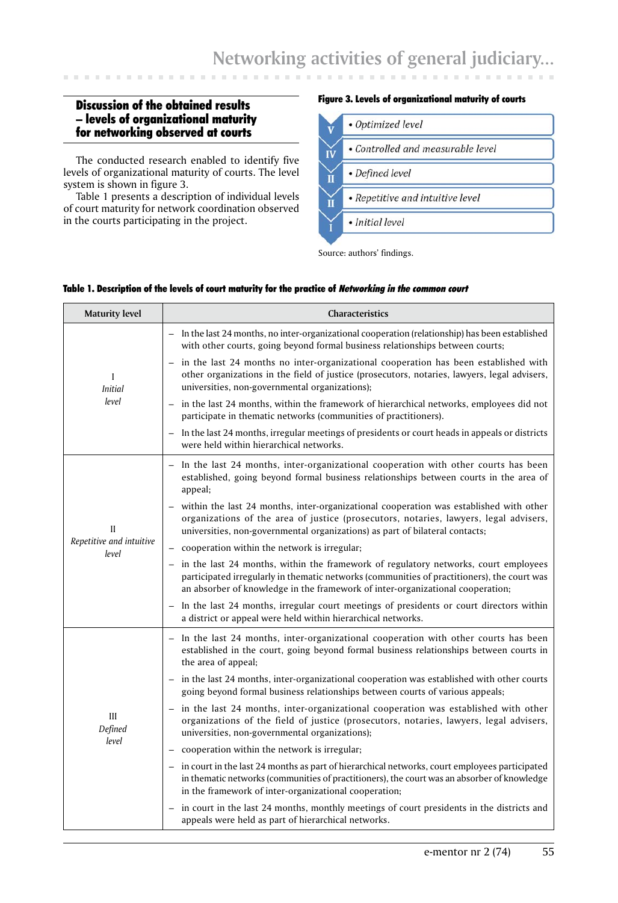## Discussion of the obtained results – levels of organizational maturity for networking observed at courts

The conducted research enabled to identify five levels of organizational maturity of courts. The level system is shown in figure 3.

Table 1 presents a description of individual levels of court maturity for network coordination observed in the courts participating in the project.

**Figure 3. Levels of organizational maturity of courts**

| Level | Description |
|---|---|
| V | • *Optimized level* |
| IV | • *Controlled and measurable level* |
| II | • *Defined level* |
| II | • *Repetitive and intuitive level* |
| I | • *Initial level* |

Source: authors' findings.

**Table 1. Description of the levels of court maturity for the practice of *Networking in the common court***

| Maturity level | Characteristics |
|---|---|
| I *Initial level* | – In the last 24 months, no inter-organizational cooperation (relationship) has been established with other courts, going beyond formal business relationships between courts;<br>– in the last 24 months no inter-organizational cooperation has been established with other organizations in the field of justice (prosecutors, notaries, lawyers, legal advisers, universities, non-governmental organizations);<br>– in the last 24 months, within the framework of hierarchical networks, employees did not participate in thematic networks (communities of practitioners).<br>– In the last 24 months, irregular meetings of presidents or court heads in appeals or districts were held within hierarchical networks. |
| II *Repetitive and intuitive level* | – In the last 24 months, inter-organizational cooperation with other courts has been established, going beyond formal business relationships between courts in the area of appeal;<br>– within the last 24 months, inter-organizational cooperation was established with other organizations of the area of justice (prosecutors, notaries, lawyers, legal advisers, universities, non-governmental organizations) as part of bilateral contacts;<br>– cooperation within the network is irregular;<br>– in the last 24 months, within the framework of regulatory networks, court employees participated irregularly in thematic networks (communities of practitioners), the court was an absorber of knowledge in the framework of inter-organizational cooperation;<br>– In the last 24 months, irregular court meetings of presidents or court directors within a district or appeal were held within hierarchical networks. |
| III *Defined level* | – In the last 24 months, inter-organizational cooperation with other courts has been established in the court, going beyond formal business relationships between courts in the area of appeal;<br>– in the last 24 months, inter-organizational cooperation was established with other courts going beyond formal business relationships between courts of various appeals;<br>– in the last 24 months, inter-organizational cooperation was established with other organizations of the field of justice (prosecutors, notaries, lawyers, legal advisers, universities, non-governmental organizations);<br>– cooperation within the network is irregular;<br>– in court in the last 24 months as part of hierarchical networks, court employees participated in thematic networks (communities of practitioners), the court was an absorber of knowledge in the framework of inter-organizational cooperation;<br>– in court in the last 24 months, monthly meetings of court presidents in the districts and appeals were held as part of hierarchical networks. |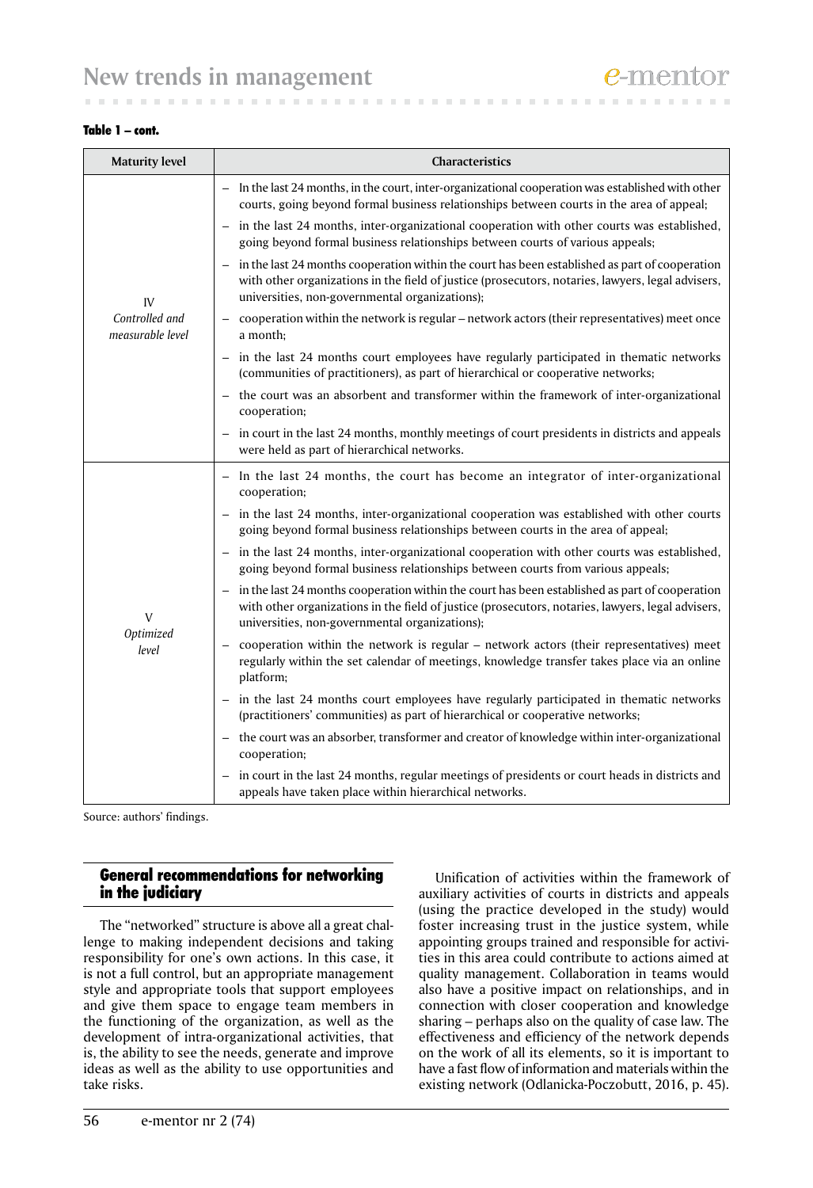**Table 1 – cont.**

| Maturity level | Characteristics |
|---|---|
| IV *Controlled and measurable level* | – In the last 24 months, in the court, inter-organizational cooperation was established with other courts, going beyond formal business relationships between courts in the area of appeal;<br>– in the last 24 months, inter-organizational cooperation with other courts was established, going beyond formal business relationships between courts of various appeals;<br>– in the last 24 months cooperation within the court has been established as part of cooperation with other organizations in the field of justice (prosecutors, notaries, lawyers, legal advisers, universities, non-governmental organizations);<br>– cooperation within the network is regular – network actors (their representatives) meet once a month;<br>– in the last 24 months court employees have regularly participated in thematic networks (communities of practitioners), as part of hierarchical or cooperative networks;<br>– the court was an absorbent and transformer within the framework of inter-organizational cooperation;<br>– in court in the last 24 months, monthly meetings of court presidents in districts and appeals were held as part of hierarchical networks. |
| V *Optimized level* | – In the last 24 months, the court has become an integrator of inter-organizational cooperation;<br>– in the last 24 months, inter-organizational cooperation was established with other courts going beyond formal business relationships between courts in the area of appeal;<br>– in the last 24 months, inter-organizational cooperation with other courts was established, going beyond formal business relationships between courts from various appeals;<br>– in the last 24 months cooperation within the court has been established as part of cooperation with other organizations in the field of justice (prosecutors, notaries, lawyers, legal advisers, universities, non-governmental organizations);<br>– cooperation within the network is regular – network actors (their representatives) meet regularly within the set calendar of meetings, knowledge transfer takes place via an online platform;<br>– in the last 24 months court employees have regularly participated in thematic networks (practitioners' communities) as part of hierarchical or cooperative networks;<br>– the court was an absorber, transformer and creator of knowledge within inter-organizational cooperation;<br>– in court in the last 24 months, regular meetings of presidents or court heads in districts and appeals have taken place within hierarchical networks. |

Source: authors' findings.

## General recommendations for networking in the judiciary

The "networked" structure is above all a great challenge to making independent decisions and taking responsibility for one's own actions. In this case, it is not a full control, but an appropriate management style and appropriate tools that support employees and give them space to engage team members in the functioning of the organization, as well as the development of intra-organizational activities, that is, the ability to see the needs, generate and improve ideas as well as the ability to use opportunities and take risks.

Unification of activities within the framework of auxiliary activities of courts in districts and appeals (using the practice developed in the study) would foster increasing trust in the justice system, while appointing groups trained and responsible for activities in this area could contribute to actions aimed at quality management. Collaboration in teams would also have a positive impact on relationships, and in connection with closer cooperation and knowledge sharing – perhaps also on the quality of case law. The effectiveness and efficiency of the network depends on the work of all its elements, so it is important to have a fast flow of information and materials within the existing network (Odlanicka-Poczobutt, 2016, p. 45).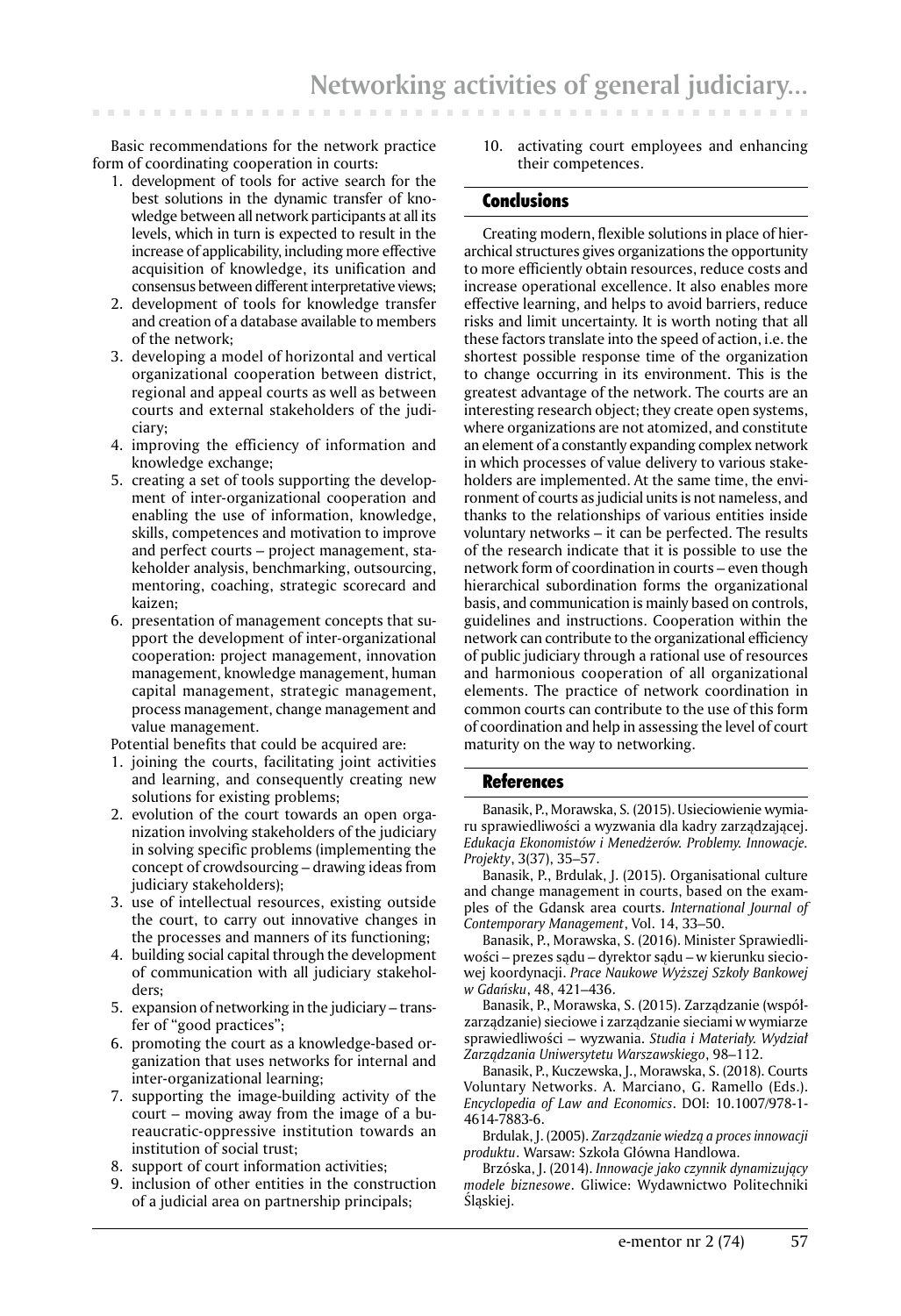Basic recommendations for the network practice form of coordinating cooperation in courts:

1. development of tools for active search for the best solutions in the dynamic transfer of knowledge between all network participants at all its levels, which in turn is expected to result in the increase of applicability, including more effective acquisition of knowledge, its unification and consensus between different interpretative views;
2. development of tools for knowledge transfer and creation of a database available to members of the network;
3. developing a model of horizontal and vertical organizational cooperation between district, regional and appeal courts as well as between courts and external stakeholders of the judiciary;
4. improving the efficiency of information and knowledge exchange;
5. creating a set of tools supporting the development of inter-organizational cooperation and enabling the use of information, knowledge, skills, competences and motivation to improve and perfect courts – project management, stakeholder analysis, benchmarking, outsourcing, mentoring, coaching, strategic scorecard and kaizen;
6. presentation of management concepts that support the development of inter-organizational cooperation: project management, innovation management, knowledge management, human capital management, strategic management, process management, change management and value management.

Potential benefits that could be acquired are:

1. joining the courts, facilitating joint activities and learning, and consequently creating new solutions for existing problems;
2. evolution of the court towards an open organization involving stakeholders of the judiciary in solving specific problems (implementing the concept of crowdsourcing – drawing ideas from judiciary stakeholders);
3. use of intellectual resources, existing outside the court, to carry out innovative changes in the processes and manners of its functioning;
4. building social capital through the development of communication with all judiciary stakeholders;
5. expansion of networking in the judiciary – transfer of "good practices";
6. promoting the court as a knowledge-based organization that uses networks for internal and inter-organizational learning;
7. supporting the image-building activity of the court – moving away from the image of a bureaucratic-oppressive institution towards an institution of social trust;
8. support of court information activities;
9. inclusion of other entities in the construction of a judicial area on partnership principals;
10. activating court employees and enhancing their competences.

## Conclusions

Creating modern, flexible solutions in place of hierarchical structures gives organizations the opportunity to more efficiently obtain resources, reduce costs and increase operational excellence. It also enables more effective learning, and helps to avoid barriers, reduce risks and limit uncertainty. It is worth noting that all these factors translate into the speed of action, i.e. the shortest possible response time of the organization to change occurring in its environment. This is the greatest advantage of the network. The courts are an interesting research object; they create open systems, where organizations are not atomized, and constitute an element of a constantly expanding complex network in which processes of value delivery to various stakeholders are implemented. At the same time, the environment of courts as judicial units is not nameless, and thanks to the relationships of various entities inside voluntary networks – it can be perfected. The results of the research indicate that it is possible to use the network form of coordination in courts – even though hierarchical subordination forms the organizational basis, and communication is mainly based on controls, guidelines and instructions. Cooperation within the network can contribute to the organizational efficiency of public judiciary through a rational use of resources and harmonious cooperation of all organizational elements. The practice of network coordination in common courts can contribute to the use of this form of coordination and help in assessing the level of court maturity on the way to networking.

## References

Banasik, P., Morawska, S. (2015). Usieciowienie wymiaru sprawiedliwości a wyzwania dla kadry zarządzającej. *Edukacja Ekonomistów i Menedżerów. Problemy. Innowacje. Projekty*, 3(37), 35–57.

Banasik, P., Brdulak, J. (2015). Organisational culture and change management in courts, based on the examples of the Gdansk area courts. *International Journal of Contemporary Management*, Vol. 14, 33–50.

Banasik, P., Morawska, S. (2016). Minister Sprawiedliwości – prezes sądu – dyrektor sądu – w kierunku sieciowej koordynacji. *Prace Naukowe Wyższej Szkoły Bankowej w Gdańsku*, 48, 421–436.

Banasik, P., Morawska, S. (2015). Zarządzanie (współzarządzanie) sieciowe i zarządzanie sieciami w wymiarze sprawiedliwości – wyzwania. *Studia i Materiały. Wydział Zarządzania Uniwersytetu Warszawskiego*, 98–112.

Banasik, P., Kuczewska, J., Morawska, S. (2018). Courts Voluntary Networks. A. Marciano, G. Ramello (Eds.). *Encyclopedia of Law and Economics*. DOI: 10.1007/978-1-4614-7883-6.

Brdulak, J. (2005). *Zarządzanie wiedzą a proces innowacji produktu*. Warsaw: Szkoła Główna Handlowa.

Brzóska, J. (2014). *Innowacje jako czynnik dynamizujący modele biznesowe*. Gliwice: Wydawnictwo Politechniki Śląskiej.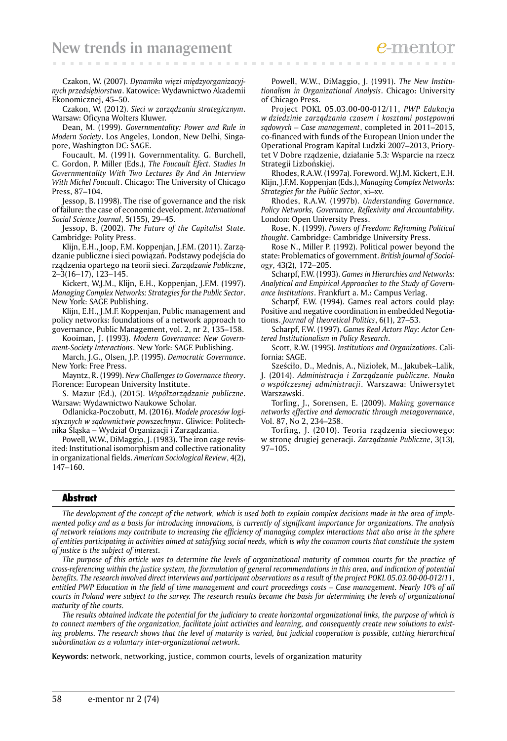Czakon, W. (2007). *Dynamika więzi międzyorganizacyjnych przedsiębiorstwa*. Katowice: Wydawnictwo Akademii Ekonomicznej, 45–50.

Czakon, W. (2012). *Sieci w zarządzaniu strategicznym*. Warsaw: Oficyna Wolters Kluwer.

Dean, M. (1999). *Governmentality: Power and Rule in Modern Society*. Los Angeles, London, New Delhi, Singapore, Washington DC: SAGE.

Foucault, M. (1991). Governmentality. G. Burchell, C. Gordon, P. Miller (Eds.), *The Foucault Efect. Studies In Governmentality With Two Lectures By And An Interview With Michel Foucault*. Chicago: The University of Chicago Press, 87–104.

Jessop, B. (1998). The rise of governance and the risk of failure: the case of economic development. *International Social Science Journal*, 5(155), 29–45.

Jessop, B. (2002). *The Future of the Capitalist State*. Cambridge: Polity Press.

Klijn, E.H., Joop, F.M. Koppenjan, J.F.M. (2011). Zarządzanie publiczne i sieci powiązań. Podstawy podejścia do rządzenia opartego na teorii sieci. *Zarządzanie Publiczne*, 2–3(16–17), 123–145.

Kickert, W.J.M., Klijn, E.H., Koppenjan, J.F.M. (1997). *Managing Complex Networks: Strategies for the Public Sector*. New York: SAGE Publishing.

Klijn, E.H., J.M.F. Koppenjan, Public management and policy networks: foundations of a network approach to governance, Public Management, vol. 2, nr 2, 135–158.

Kooiman, J. (1993). *Modern Governance: New Government-Society Interactions*. New York: SAGE Publishing.

March, J.G., Olsen, J.P. (1995). *Democratic Governance*. New York: Free Press.

Mayntz, R. (1999). *New Challenges to Governance theory*. Florence: European University Institute.

S. Mazur (Ed.), (2015). *Współzarządzanie publiczne*. Warsaw: Wydawnictwo Naukowe Scholar.

Odlanicka-Poczobutt, M. (2016). *Modele procesów logistycznych w sądownictwie powszechnym*. Gliwice: Politechnika Śląska – Wydział Organizacji i Zarządzania.

Powell, W.W., DiMaggio, J. (1983). The iron cage revisited: Institutional isomorphism and collective rationality in organizational fields. *American Sociological Review*, 4(2), 147–160.

Powell, W.W., DiMaggio, J. (1991). *The New Institutionalism in Organizational Analysis*. Chicago: University of Chicago Press.

Project POKL 05.03.00-00-012/11, *PWP Edukacja w dziedzinie zarządzania czasem i kosztami postępowań sądowych – Case management*, completed in 2011–2015, co-financed with funds of the European Union under the Operational Program Kapitał Ludzki 2007–2013, Priorytet V Dobre rządzenie, działanie 5.3*:* Wsparcie na rzecz Strategii Lizbońskiej.

Rhodes, R.A.W. (1997a). Foreword. W.J.M. Kickert, E.H. Klijn, J.F.M. Koppenjan (Eds.), *Managing Complex Networks: Strategies for the Public Sector*, xi–xv.

Rhodes, R.A.W. (1997b). *Understanding Governance. Policy Networks, Governance, Reflexivity and Accountability*. London: Open University Press.

Rose, N. (1999). *Powers of Freedom: Reframing Political thought*. Cambridge: Cambridge University Press.

Rose N., Miller P. (1992). Political power beyond the state: Problematics of government. *British Journal of Sociology*, 43(2), 172–205.

Scharpf, F.W. (1993). *Games in Hierarchies and Networks: Analytical and Empirical Approaches to the Study of Governance Institutions*. Frankfurt a. M.: Campus Verlag.

Scharpf, F.W. (1994). Games real actors could play: Positive and negative coordination in embedded Negotiations. *Journal of theoretical Politics*, 6(1), 27–53.

Scharpf, F.W. (1997). *Games Real Actors Play: Actor Centered Institutionalism in Policy Research*.

Scott, R.W. (1995). *Institutions and Organizations*. California: SAGE.

Sześciło, D., Mednis, A., Niziołek, M., Jakubek–Lalik, J. (2014). *Administracja i Zarządzanie publiczne. Nauka o współczesnej administracji*. Warszawa: Uniwersytet Warszawski.

Torfing, J., Sorensen, E. (2009). *Making governance networks effective and democratic through metagovernance*, Vol. 87, No 2, 234–258.

Torfing, J. (2010). Teoria rządzenia sieciowego: w stronę drugiej generacji. *Zarządzanie Publiczne*, 3(13), 97–105.

## Abstract

*The development of the concept of the network, which is used both to explain complex decisions made in the area of implemented policy and as a basis for introducing innovations, is currently of significant importance for organizations. The analysis of network relations may contribute to increasing the efficiency of managing complex interactions that also arise in the sphere of entities participating in activities aimed at satisfying social needs, which is why the common courts that constitute the system of justice is the subject of interest.*

*The purpose of this article was to determine the levels of organizational maturity of common courts for the practice of cross-referencing within the justice system, the formulation of general recommendations in this area, and indication of potential benefits. The research involved direct interviews and participant observations as a result of the project POKL 05.03.00-00-012/11, entitled PWP Education in the field of time management and court proceedings costs – Case management. Nearly 10% of all courts in Poland were subject to the survey. The research results became the basis for determining the levels of organizational maturity of the courts.*

*The results obtained indicate the potential for the judiciary to create horizontal organizational links, the purpose of which is to connect members of the organization, facilitate joint activities and learning, and consequently create new solutions to existing problems. The research shows that the level of maturity is varied, but judicial cooperation is possible, cutting hierarchical subordination as a voluntary inter-organizational network.*

**Keywords**: network, networking, justice, common courts, levels of organization maturity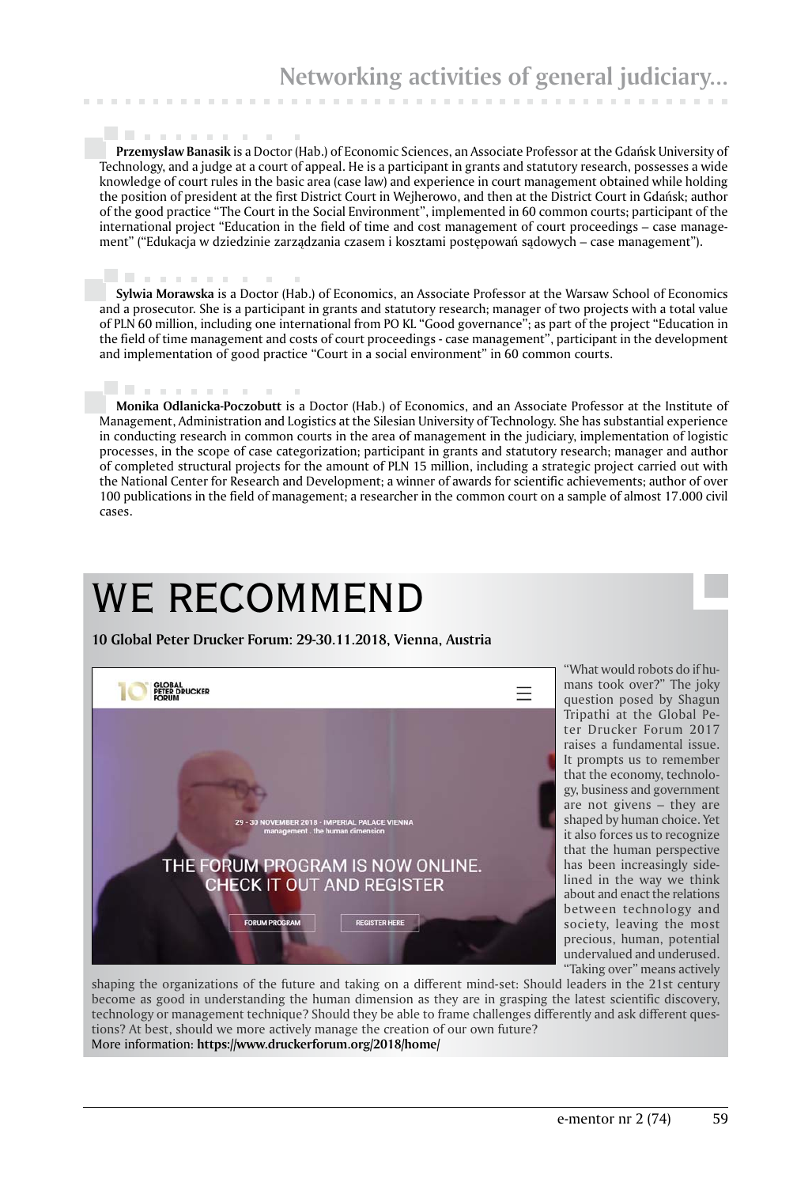**Przemysław Banasik** is a Doctor (Hab.) of Economic Sciences, an Associate Professor at the Gdańsk University of Technology, and a judge at a court of appeal. He is a participant in grants and statutory research, possesses a wide knowledge of court rules in the basic area (case law) and experience in court management obtained while holding the position of president at the first District Court in Wejherowo, and then at the District Court in Gdańsk; author of the good practice "The Court in the Social Environment", implemented in 60 common courts; participant of the international project "Education in the field of time and cost management of court proceedings – case management" ("Edukacja w dziedzinie zarządzania czasem i kosztami postępowań sądowych – case management").

**Sylwia Morawska** is a Doctor (Hab.) of Economics, an Associate Professor at the Warsaw School of Economics and a prosecutor. She is a participant in grants and statutory research; manager of two projects with a total value of PLN 60 million, including one international from PO KL "Good governance"; as part of the project "Education in the field of time management and costs of court proceedings - case management", participant in the development and implementation of good practice "Court in a social environment" in 60 common courts.

**Monika Odlanicka-Poczobutt** is a Doctor (Hab.) of Economics, and an Associate Professor at the Institute of Management, Administration and Logistics at the Silesian University of Technology. She has substantial experience in conducting research in common courts in the area of management in the judiciary, implementation of logistic processes, in the scope of case categorization; participant in grants and statutory research; manager and author of completed structural projects for the amount of PLN 15 million, including a strategic project carried out with the National Center for Research and Development; a winner of awards for scientific achievements; author of over 100 publications in the field of management; a researcher in the common court on a sample of almost 17.000 civil cases.

# WE RECOMMEND

**10 Global Peter Drucker Forum: 29-30.11.2018, Vienna, Austria**

"What would robots do if humans took over?" The joky question posed by Shagun Tripathi at the Global Peter Drucker Forum 2017 raises a fundamental issue. It prompts us to remember that the economy, technology, business and government are not givens – they are shaped by human choice. Yet it also forces us to recognize that the human perspective has been increasingly sidelined in the way we think about and enact the relations between technology and society, leaving the most precious, human, potential undervalued and underused. "Taking over" means actively shaping the organizations of the future and taking on a different mind-set: Should leaders in the 21st century become as good in understanding the human dimension as they are in grasping the latest scientific discovery, technology or management technique? Should they be able to frame challenges differently and ask different questions? At best, should we more actively manage the creation of our own future?

More information: **https://www.druckerforum.org/2018/home/**